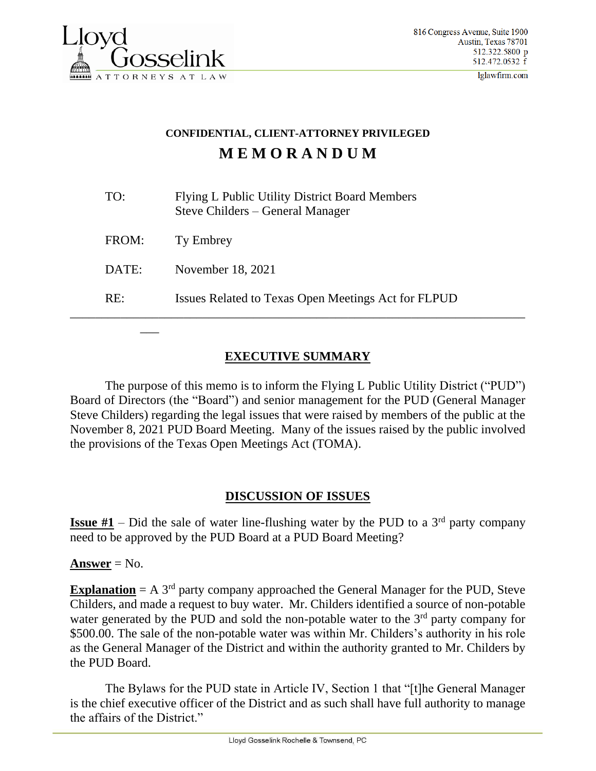Lloyd Gosselink
ATTORNEYS AT LAW

816 Congress Avenue, Suite 1900
Austin, Texas 78701
512.322.5800 p
512.472.0532 f
lglawfirm.com

**CONFIDENTIAL, CLIENT-ATTORNEY PRIVILEGED**

# MEMORANDUM

TO: Flying L Public Utility District Board Members
Steve Childers – General Manager

FROM: Ty Embrey

DATE: November 18, 2021

RE: Issues Related to Texas Open Meetings Act for FLPUD

---

## EXECUTIVE SUMMARY

The purpose of this memo is to inform the Flying L Public Utility District ("PUD") Board of Directors (the "Board") and senior management for the PUD (General Manager Steve Childers) regarding the legal issues that were raised by members of the public at the November 8, 2021 PUD Board Meeting. Many of the issues raised by the public involved the provisions of the Texas Open Meetings Act (TOMA).

## DISCUSSION OF ISSUES

**Issue #1** – Did the sale of water line-flushing water by the PUD to a 3rd party company need to be approved by the PUD Board at a PUD Board Meeting?

**Answer** = No.

**Explanation** = A 3rd party company approached the General Manager for the PUD, Steve Childers, and made a request to buy water. Mr. Childers identified a source of non-potable water generated by the PUD and sold the non-potable water to the 3rd party company for $500.00. The sale of the non-potable water was within Mr. Childers's authority in his role as the General Manager of the District and within the authority granted to Mr. Childers by the PUD Board.

The Bylaws for the PUD state in Article IV, Section 1 that "[t]he General Manager is the chief executive officer of the District and as such shall have full authority to manage the affairs of the District."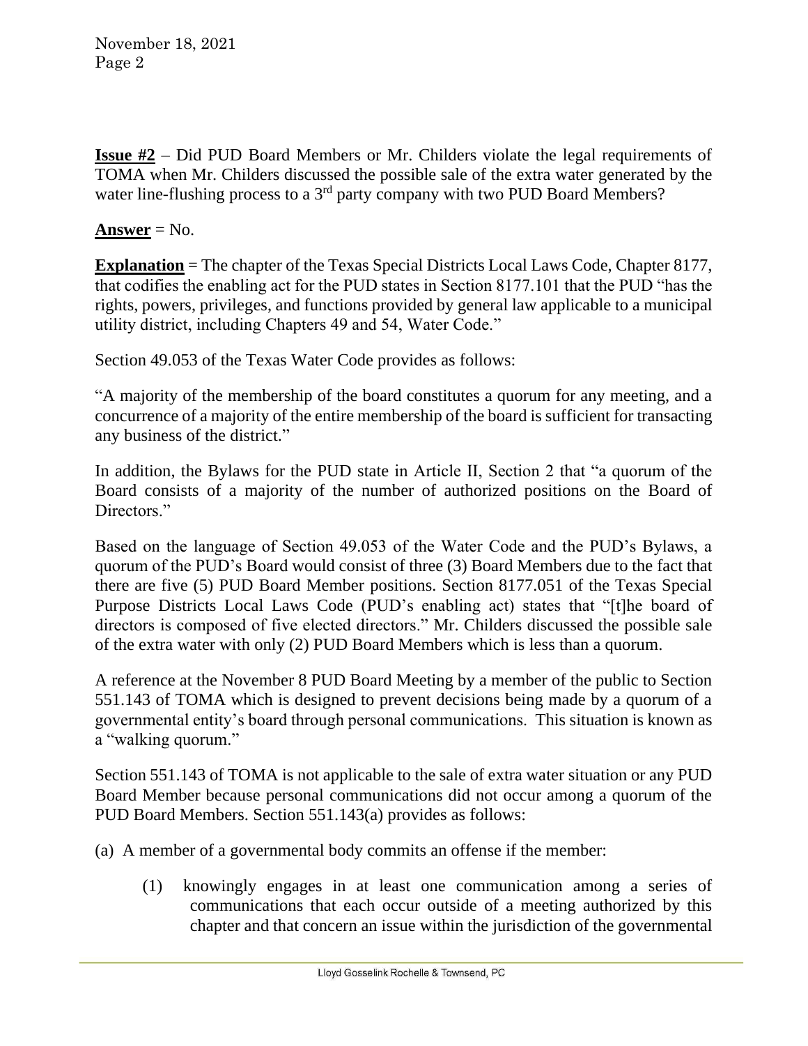**Issue #2** – Did PUD Board Members or Mr. Childers violate the legal requirements of TOMA when Mr. Childers discussed the possible sale of the extra water generated by the water line-flushing process to a 3rd party company with two PUD Board Members?

**Answer** = No.

**Explanation** = The chapter of the Texas Special Districts Local Laws Code, Chapter 8177, that codifies the enabling act for the PUD states in Section 8177.101 that the PUD "has the rights, powers, privileges, and functions provided by general law applicable to a municipal utility district, including Chapters 49 and 54, Water Code."

Section 49.053 of the Texas Water Code provides as follows:

"A majority of the membership of the board constitutes a quorum for any meeting, and a concurrence of a majority of the entire membership of the board is sufficient for transacting any business of the district."

In addition, the Bylaws for the PUD state in Article II, Section 2 that "a quorum of the Board consists of a majority of the number of authorized positions on the Board of Directors."

Based on the language of Section 49.053 of the Water Code and the PUD's Bylaws, a quorum of the PUD's Board would consist of three (3) Board Members due to the fact that there are five (5) PUD Board Member positions. Section 8177.051 of the Texas Special Purpose Districts Local Laws Code (PUD's enabling act) states that "[t]he board of directors is composed of five elected directors." Mr. Childers discussed the possible sale of the extra water with only (2) PUD Board Members which is less than a quorum.

A reference at the November 8 PUD Board Meeting by a member of the public to Section 551.143 of TOMA which is designed to prevent decisions being made by a quorum of a governmental entity's board through personal communications. This situation is known as a "walking quorum."

Section 551.143 of TOMA is not applicable to the sale of extra water situation or any PUD Board Member because personal communications did not occur among a quorum of the PUD Board Members. Section 551.143(a) provides as follows:

(a) A member of a governmental body commits an offense if the member:

   (1) knowingly engages in at least one communication among a series of communications that each occur outside of a meeting authorized by this chapter and that concern an issue within the jurisdiction of the governmental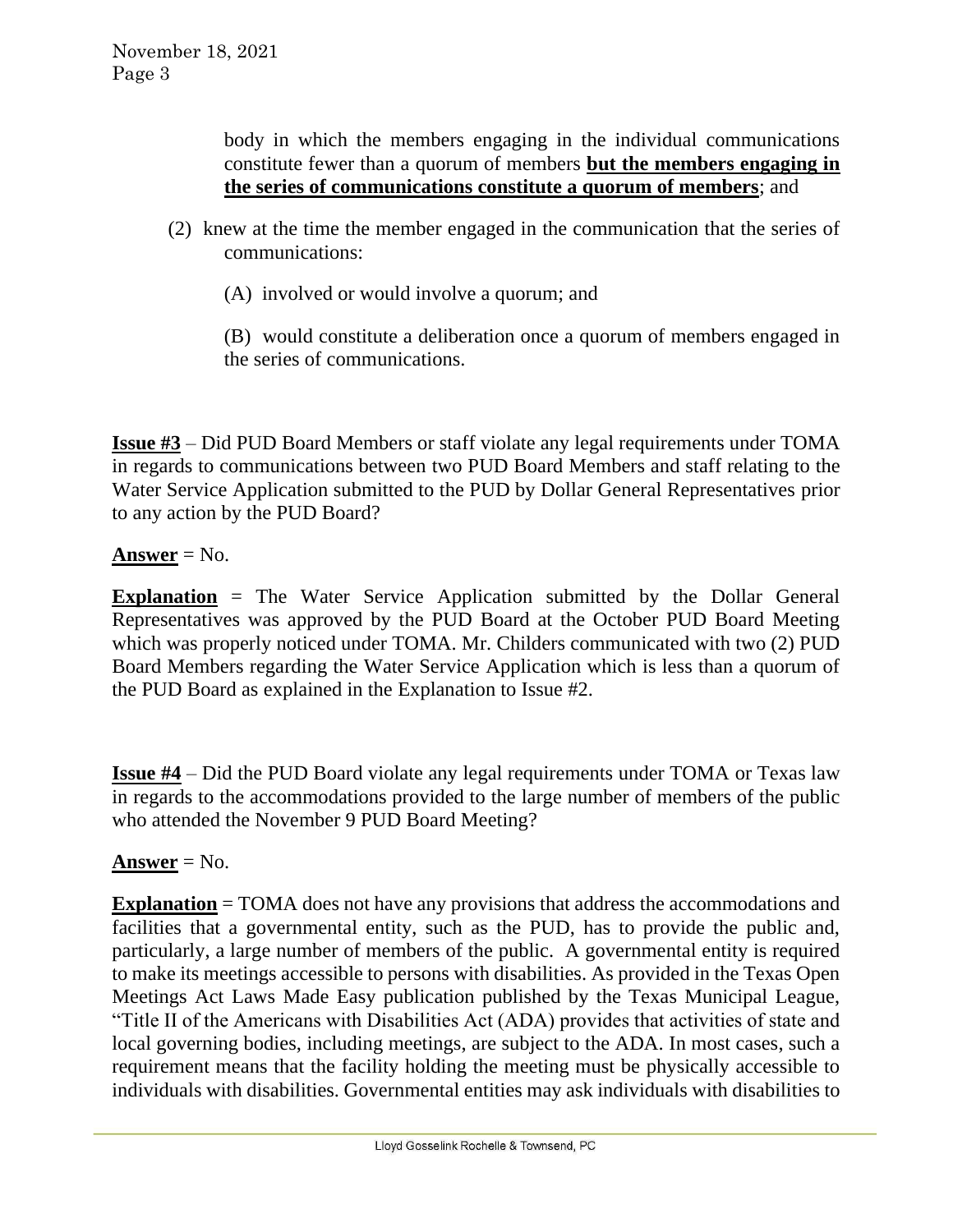body in which the members engaging in the individual communications constitute fewer than a quorum of members **but the members engaging in the series of communications constitute a quorum of members**; and

(2) knew at the time the member engaged in the communication that the series of communications:

(A) involved or would involve a quorum; and

(B) would constitute a deliberation once a quorum of members engaged in the series of communications.

**Issue #3** – Did PUD Board Members or staff violate any legal requirements under TOMA in regards to communications between two PUD Board Members and staff relating to the Water Service Application submitted to the PUD by Dollar General Representatives prior to any action by the PUD Board?

**Answer** = No.

**Explanation** = The Water Service Application submitted by the Dollar General Representatives was approved by the PUD Board at the October PUD Board Meeting which was properly noticed under TOMA. Mr. Childers communicated with two (2) PUD Board Members regarding the Water Service Application which is less than a quorum of the PUD Board as explained in the Explanation to Issue #2.

**Issue #4** – Did the PUD Board violate any legal requirements under TOMA or Texas law in regards to the accommodations provided to the large number of members of the public who attended the November 9 PUD Board Meeting?

**Answer** = No.

**Explanation** = TOMA does not have any provisions that address the accommodations and facilities that a governmental entity, such as the PUD, has to provide the public and, particularly, a large number of members of the public. A governmental entity is required to make its meetings accessible to persons with disabilities. As provided in the Texas Open Meetings Act Laws Made Easy publication published by the Texas Municipal League, "Title II of the Americans with Disabilities Act (ADA) provides that activities of state and local governing bodies, including meetings, are subject to the ADA. In most cases, such a requirement means that the facility holding the meeting must be physically accessible to individuals with disabilities. Governmental entities may ask individuals with disabilities to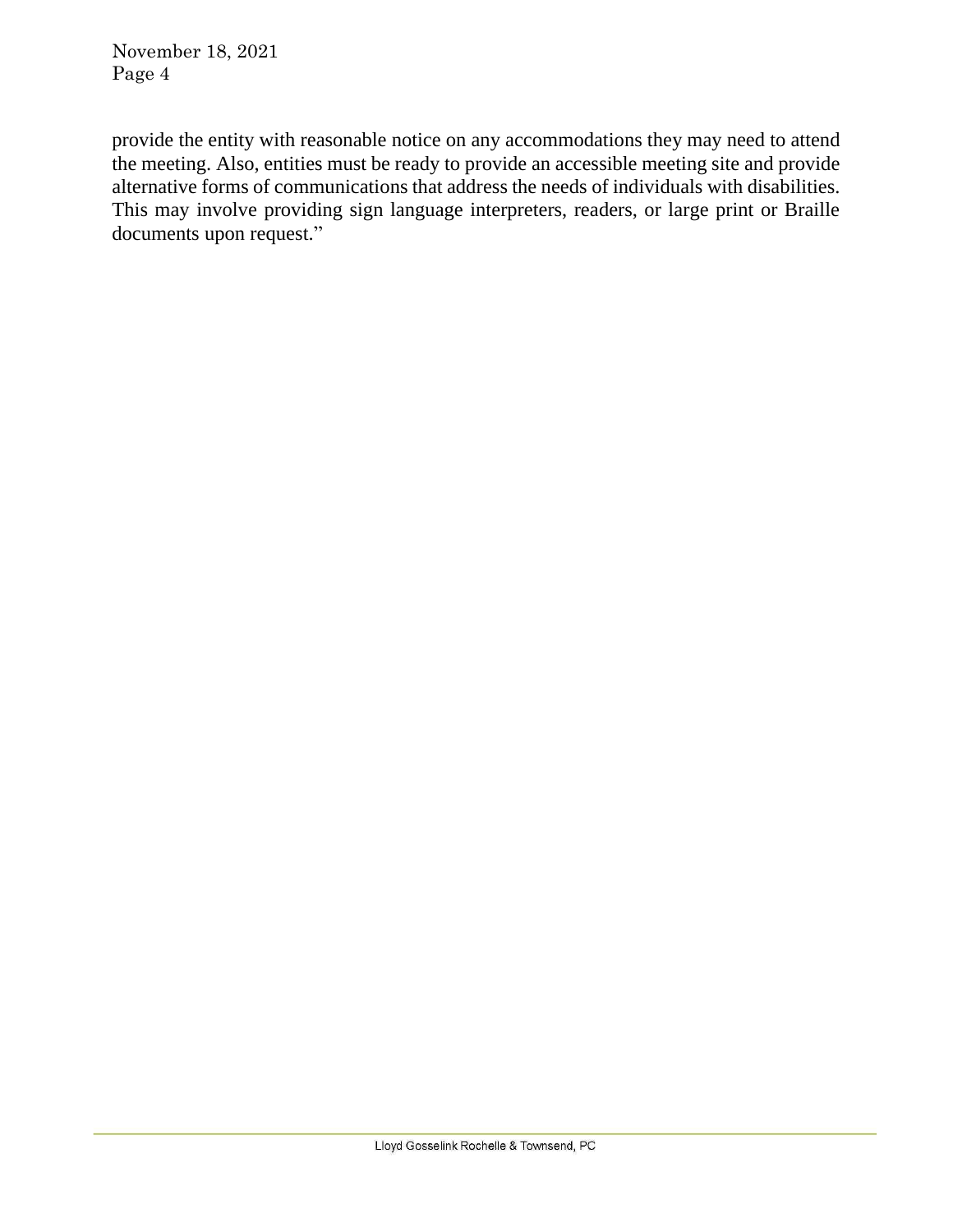provide the entity with reasonable notice on any accommodations they may need to attend the meeting. Also, entities must be ready to provide an accessible meeting site and provide alternative forms of communications that address the needs of individuals with disabilities. This may involve providing sign language interpreters, readers, or large print or Braille documents upon request."